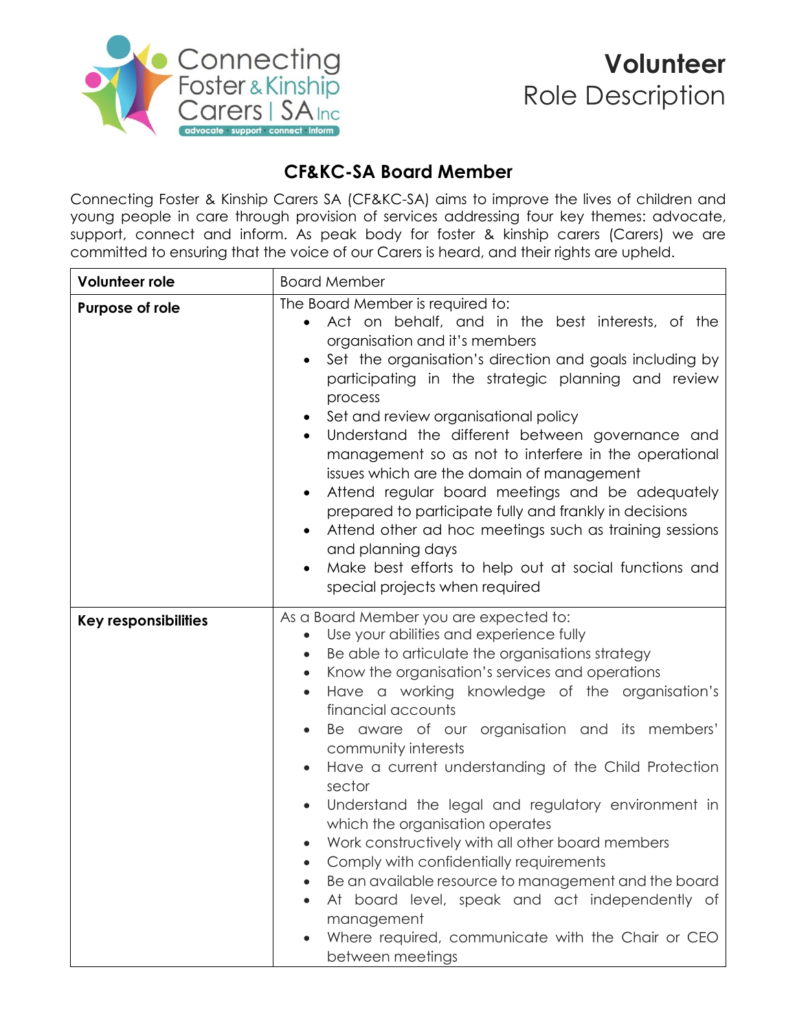# Volunteer Role Description

## CF&KC-SA Board Member

Connecting Foster & Kinship Carers SA (CF&KC-SA) aims to improve the lives of children and young people in care through provision of services addressing four key themes: advocate, support, connect and inform. As peak body for foster & kinship carers (Carers) we are committed to ensuring that the voice of our Carers is heard, and their rights are upheld.

| **Volunteer role** | Board Member |
|---|---|
| **Purpose of role** | The Board Member is required to:<br>• Act on behalf, and in the best interests, of the organisation and it's members<br>• Set the organisation's direction and goals including by participating in the strategic planning and review process<br>• Set and review organisational policy<br>• Understand the different between governance and management so as not to interfere in the operational issues which are the domain of management<br>• Attend regular board meetings and be adequately prepared to participate fully and frankly in decisions<br>• Attend other ad hoc meetings such as training sessions and planning days<br>• Make best efforts to help out at social functions and special projects when required |
| **Key responsibilities** | As a Board Member you are expected to:<br>• Use your abilities and experience fully<br>• Be able to articulate the organisations strategy<br>• Know the organisation's services and operations<br>• Have a working knowledge of the organisation's financial accounts<br>• Be aware of our organisation and its members' community interests<br>• Have a current understanding of the Child Protection sector<br>• Understand the legal and regulatory environment in which the organisation operates<br>• Work constructively with all other board members<br>• Comply with confidentially requirements<br>• Be an available resource to management and the board<br>• At board level, speak and act independently of management<br>• Where required, communicate with the Chair or CEO between meetings |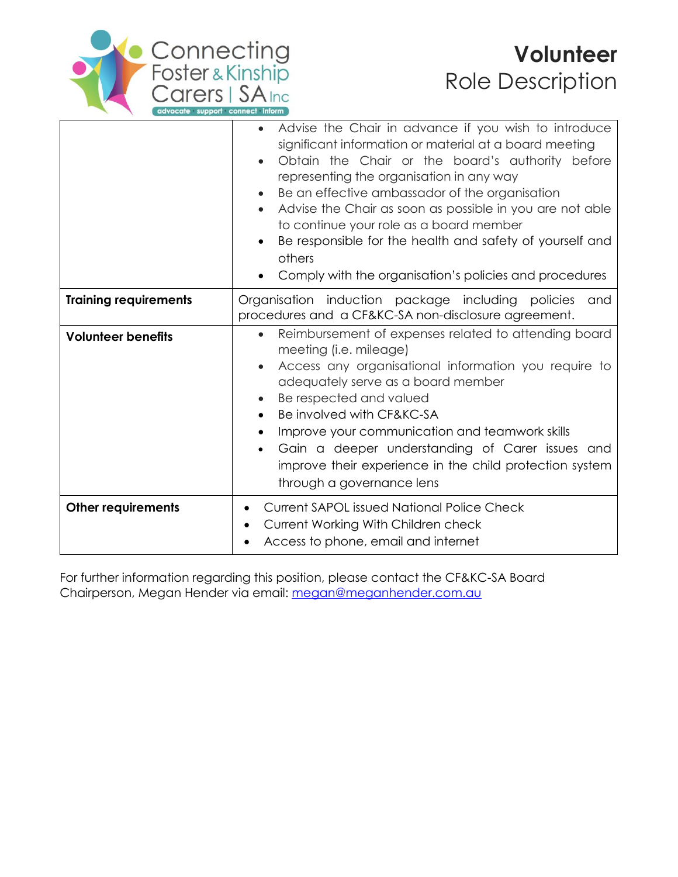| | |
|---|---|
| | <ul><li>Advise the Chair in advance if you wish to introduce significant information or material at a board meeting</li><li>Obtain the Chair or the board's authority before representing the organisation in any way</li><li>Be an effective ambassador of the organisation</li><li>Advise the Chair as soon as possible in you are not able to continue your role as a board member</li><li>Be responsible for the health and safety of yourself and others</li><li>Comply with the organisation's policies and procedures</li></ul> |
| **Training requirements** | Organisation induction package including policies and procedures and a CF&KC-SA non-disclosure agreement. |
| **Volunteer benefits** | <ul><li>Reimbursement of expenses related to attending board meeting (i.e. mileage)</li><li>Access any organisational information you require to adequately serve as a board member</li><li>Be respected and valued</li><li>Be involved with CF&KC-SA</li><li>Improve your communication and teamwork skills</li><li>Gain a deeper understanding of Carer issues and improve their experience in the child protection system through a governance lens</li></ul> |
| **Other requirements** | <ul><li>Current SAPOL issued National Police Check</li><li>Current Working With Children check</li><li>Access to phone, email and internet</li></ul> |

For further information regarding this position, please contact the CF&KC-SA Board Chairperson, Megan Hender via email: megan@meganhender.com.au